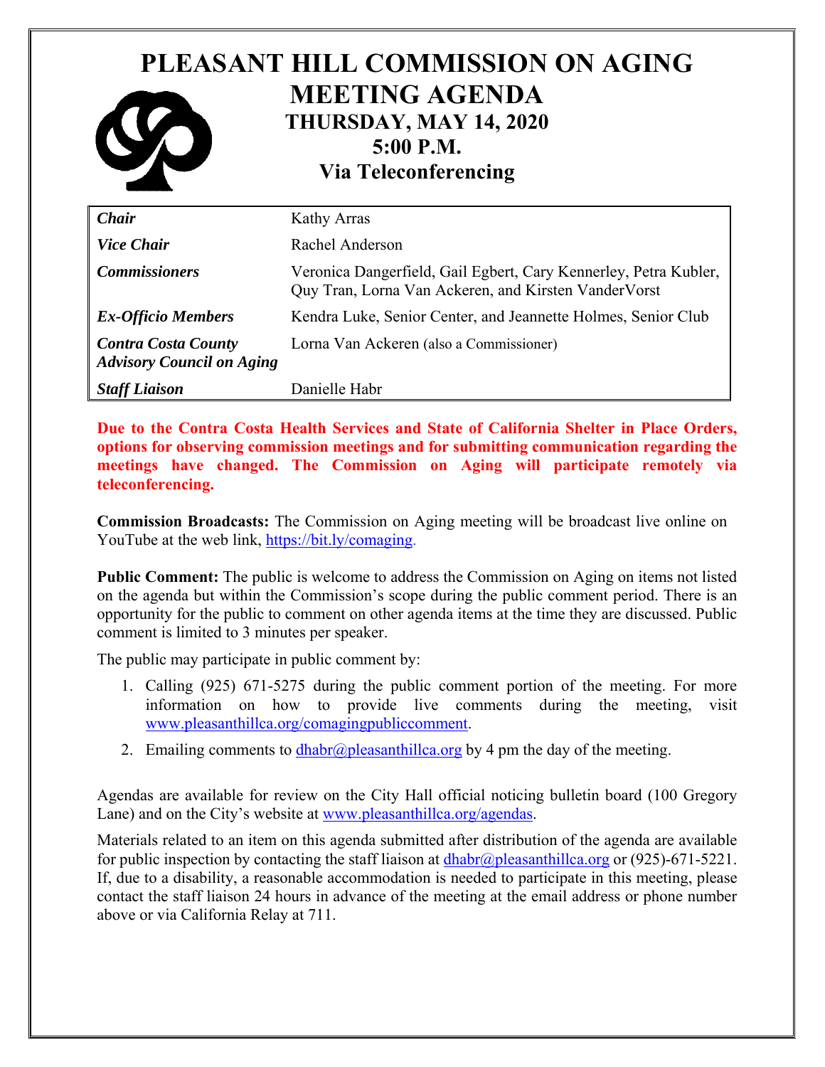# PLEASANT HILL COMMISSION ON AGING MEETING AGENDA

## THURSDAY, MAY 14, 2020
## 5:00 P.M.
## Via Teleconferencing

| | |
|---|---|
| ***Chair*** | Kathy Arras |
| ***Vice Chair*** | Rachel Anderson |
| ***Commissioners*** | Veronica Dangerfield, Gail Egbert, Cary Kennerley, Petra Kubler, Quy Tran, Lorna Van Ackeren, and Kirsten VanderVorst |
| ***Ex-Officio Members*** | Kendra Luke, Senior Center, and Jeannette Holmes, Senior Club |
| ***Contra Costa County Advisory Council on Aging*** | Lorna Van Ackeren (also a Commissioner) |
| ***Staff Liaison*** | Danielle Habr |

**Due to the Contra Costa Health Services and State of California Shelter in Place Orders, options for observing commission meetings and for submitting communication regarding the meetings have changed. The Commission on Aging will participate remotely via teleconferencing.**

**Commission Broadcasts:** The Commission on Aging meeting will be broadcast live online on YouTube at the web link, https://bit.ly/comaging.

**Public Comment:** The public is welcome to address the Commission on Aging on items not listed on the agenda but within the Commission's scope during the public comment period. There is an opportunity for the public to comment on other agenda items at the time they are discussed. Public comment is limited to 3 minutes per speaker.

The public may participate in public comment by:

1. Calling (925) 671-5275 during the public comment portion of the meeting. For more information on how to provide live comments during the meeting, visit www.pleasanthillca.org/comagingpubliccomment.
2. Emailing comments to dhabr@pleasanthillca.org by 4 pm the day of the meeting.

Agendas are available for review on the City Hall official noticing bulletin board (100 Gregory Lane) and on the City's website at www.pleasanthillca.org/agendas.

Materials related to an item on this agenda submitted after distribution of the agenda are available for public inspection by contacting the staff liaison at dhabr@pleasanthillca.org or (925)-671-5221. If, due to a disability, a reasonable accommodation is needed to participate in this meeting, please contact the staff liaison 24 hours in advance of the meeting at the email address or phone number above or via California Relay at 711.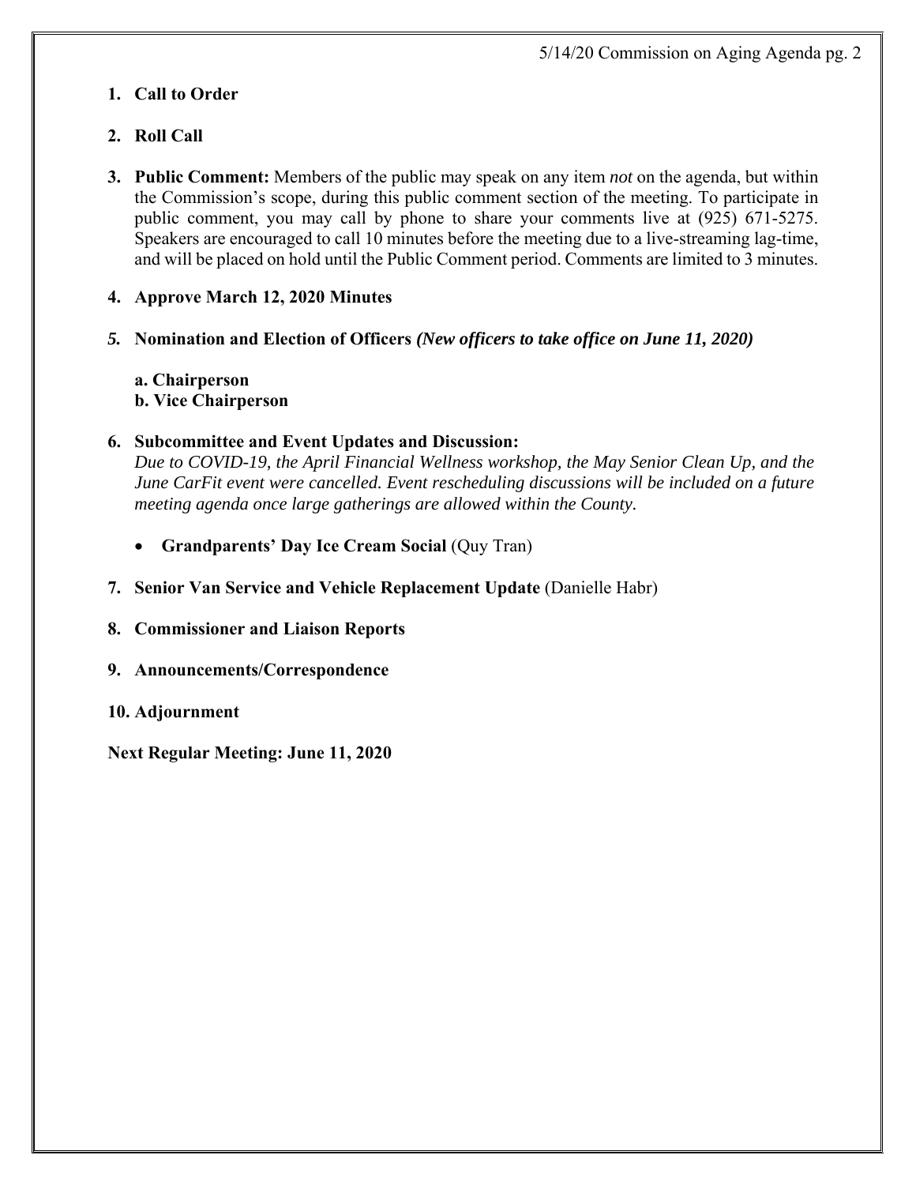1. **Call to Order**

2. **Roll Call**

3. **Public Comment:** Members of the public may speak on any item *not* on the agenda, but within the Commission's scope, during this public comment section of the meeting. To participate in public comment, you may call by phone to share your comments live at (925) 671-5275. Speakers are encouraged to call 10 minutes before the meeting due to a live-streaming lag-time, and will be placed on hold until the Public Comment period. Comments are limited to 3 minutes.

4. **Approve March 12, 2020 Minutes**

5. **Nomination and Election of Officers** ***(New officers to take office on June 11, 2020)***

   **a. Chairperson**
   **b. Vice Chairperson**

6. **Subcommittee and Event Updates and Discussion:**
   *Due to COVID-19, the April Financial Wellness workshop, the May Senior Clean Up, and the June CarFit event were cancelled. Event rescheduling discussions will be included on a future meeting agenda once large gatherings are allowed within the County.*

   - **Grandparents' Day Ice Cream Social** (Quy Tran)

7. **Senior Van Service and Vehicle Replacement Update** (Danielle Habr)

8. **Commissioner and Liaison Reports**

9. **Announcements/Correspondence**

10. **Adjournment**

**Next Regular Meeting: June 11, 2020**